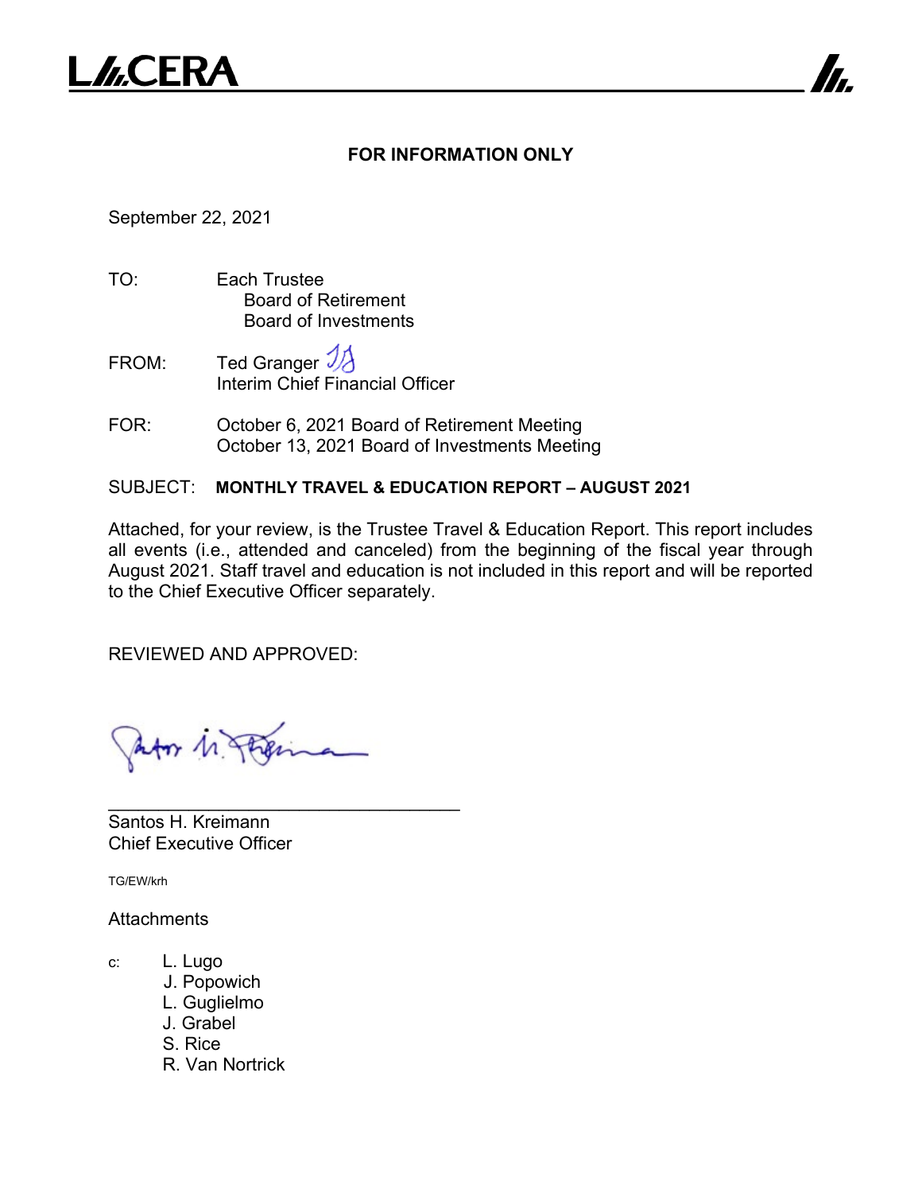LACERA

**FOR INFORMATION ONLY**

September 22, 2021

TO: Each Trustee
  Board of Retirement
  Board of Investments

FROM: Ted Granger
  Interim Chief Financial Officer

FOR: October 6, 2021 Board of Retirement Meeting
  October 13, 2021 Board of Investments Meeting

SUBJECT: **MONTHLY TRAVEL & EDUCATION REPORT – AUGUST 2021**

Attached, for your review, is the Trustee Travel & Education Report. This report includes all events (i.e., attended and canceled) from the beginning of the fiscal year through August 2021. Staff travel and education is not included in this report and will be reported to the Chief Executive Officer separately.

REVIEWED AND APPROVED:

___________________________________
Santos H. Kreimann
Chief Executive Officer

TG/EW/krh

Attachments

c: L. Lugo
  J. Popowich
  L. Guglielmo
  J. Grabel
  S. Rice
  R. Van Nortrick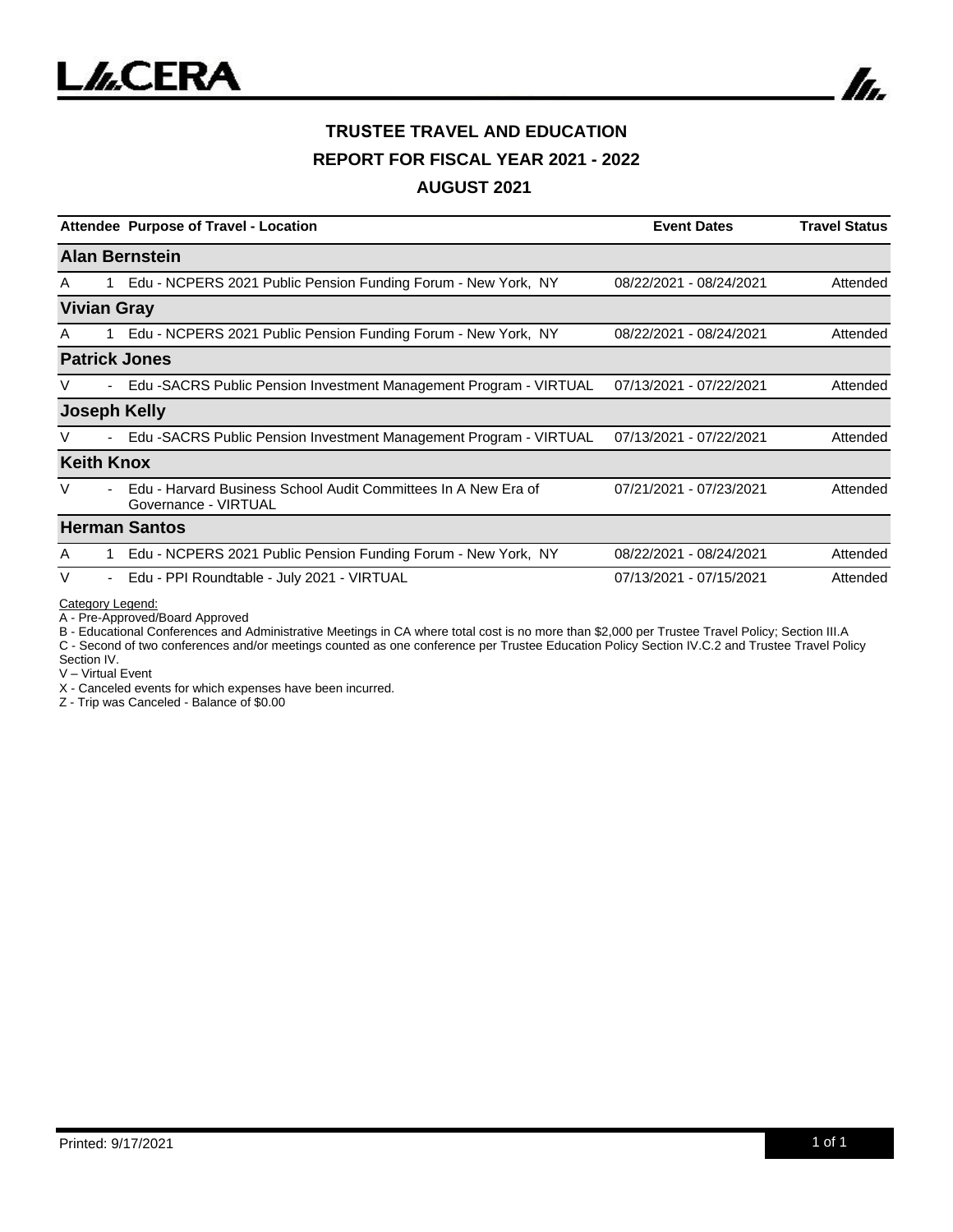# TRUSTEE TRAVEL AND EDUCATION

## REPORT FOR FISCAL YEAR 2021 - 2022

## AUGUST 2021

| Attendee | | Purpose of Travel - Location | Event Dates | Travel Status |
|---|---|---|---|---|
| **Alan Bernstein** | | | | |
| A | 1 | Edu - NCPERS 2021 Public Pension Funding Forum - New York, NY | 08/22/2021 - 08/24/2021 | Attended |
| **Vivian Gray** | | | | |
| A | 1 | Edu - NCPERS 2021 Public Pension Funding Forum - New York, NY | 08/22/2021 - 08/24/2021 | Attended |
| **Patrick Jones** | | | | |
| V | - | Edu -SACRS Public Pension Investment Management Program - VIRTUAL | 07/13/2021 - 07/22/2021 | Attended |
| **Joseph Kelly** | | | | |
| V | - | Edu -SACRS Public Pension Investment Management Program - VIRTUAL | 07/13/2021 - 07/22/2021 | Attended |
| **Keith Knox** | | | | |
| V | - | Edu - Harvard Business School Audit Committees In A New Era of Governance - VIRTUAL | 07/21/2021 - 07/23/2021 | Attended |
| **Herman Santos** | | | | |
| A | 1 | Edu - NCPERS 2021 Public Pension Funding Forum - New York, NY | 08/22/2021 - 08/24/2021 | Attended |
| V | - | Edu - PPI Roundtable - July 2021 - VIRTUAL | 07/13/2021 - 07/15/2021 | Attended |

Category Legend:

A - Pre-Approved/Board Approved

B - Educational Conferences and Administrative Meetings in CA where total cost is no more than $2,000 per Trustee Travel Policy; Section III.A

C - Second of two conferences and/or meetings counted as one conference per Trustee Education Policy Section IV.C.2 and Trustee Travel Policy Section IV.

V – Virtual Event

X - Canceled events for which expenses have been incurred.

Z - Trip was Canceled - Balance of $0.00

Printed: 9/17/2021